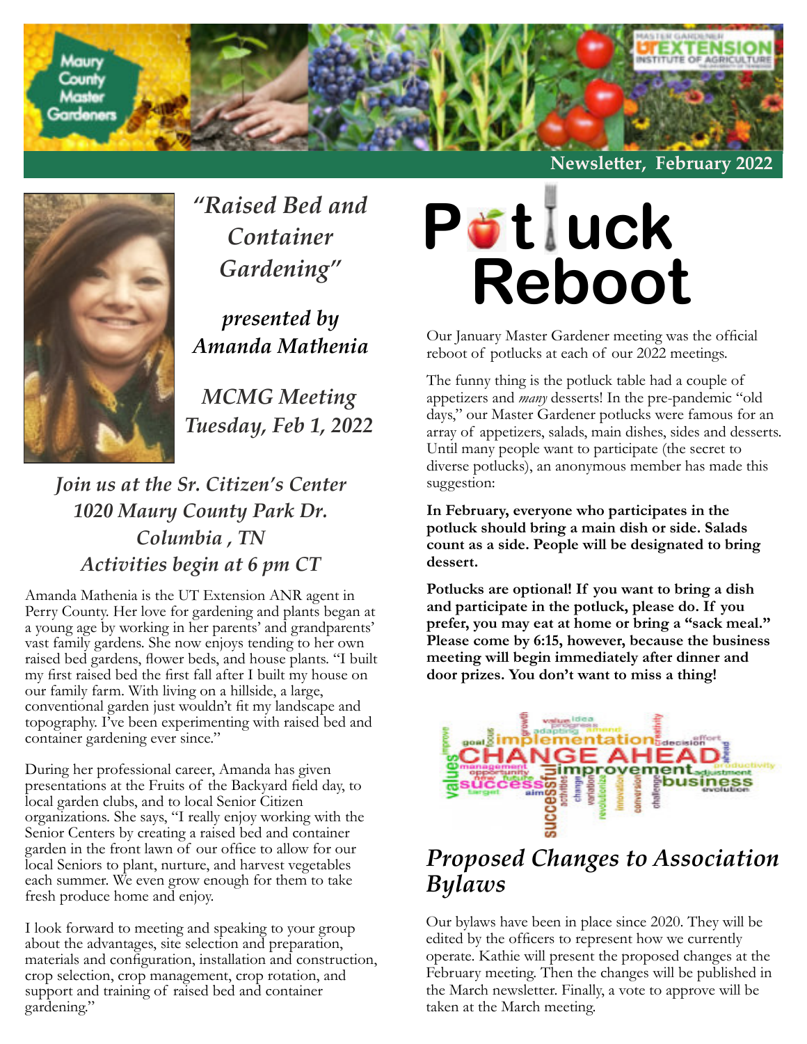Newsletter, February 2022

## *"Raised Bed and Container Gardening"*

*presented by*
***Amanda Mathenia***

*MCMG Meeting*
*Tuesday, Feb 1, 2022*

*Join us at the Sr. Citizen's Center*
*1020 Maury County Park Dr.*
*Columbia , TN*
*Activities begin at 6 pm CT*

Amanda Mathenia is the UT Extension ANR agent in Perry County. Her love for gardening and plants began at a young age by working in her parents' and grandparents' vast family gardens. She now enjoys tending to her own raised bed gardens, flower beds, and house plants. "I built my first raised bed the first fall after I built my house on our family farm. With living on a hillside, a large, conventional garden just wouldn't fit my landscape and topography. I've been experimenting with raised bed and container gardening ever since."

During her professional career, Amanda has given presentations at the Fruits of the Backyard field day, to local garden clubs, and to local Senior Citizen organizations. She says, "I really enjoy working with the Senior Centers by creating a raised bed and container garden in the front lawn of our office to allow for our local Seniors to plant, nurture, and harvest vegetables each summer. We even grow enough for them to take fresh produce home and enjoy.

I look forward to meeting and speaking to your group about the advantages, site selection and preparation, materials and configuration, installation and construction, crop selection, crop management, crop rotation, and support and training of raised bed and container gardening."

# Potluck Reboot

Our January Master Gardener meeting was the official reboot of potlucks at each of our 2022 meetings.

The funny thing is the potluck table had a couple of appetizers and *many* desserts! In the pre-pandemic "old days," our Master Gardener potlucks were famous for an array of appetizers, salads, main dishes, sides and desserts. Until many people want to participate (the secret to diverse potlucks), an anonymous member has made this suggestion:

**In February, everyone who participates in the potluck should bring a main dish or side. Salads count as a side. People will be designated to bring dessert.**

**Potlucks are optional! If you want to bring a dish and participate in the potluck, please do. If you prefer, you may eat at home or bring a "sack meal." Please come by 6:15, however, because the business meeting will begin immediately after dinner and door prizes. You don't want to miss a thing!**

## *Proposed Changes to Association Bylaws*

Our bylaws have been in place since 2020. They will be edited by the officers to represent how we currently operate. Kathie will present the proposed changes at the February meeting. Then the changes will be published in the March newsletter. Finally, a vote to approve will be taken at the March meeting.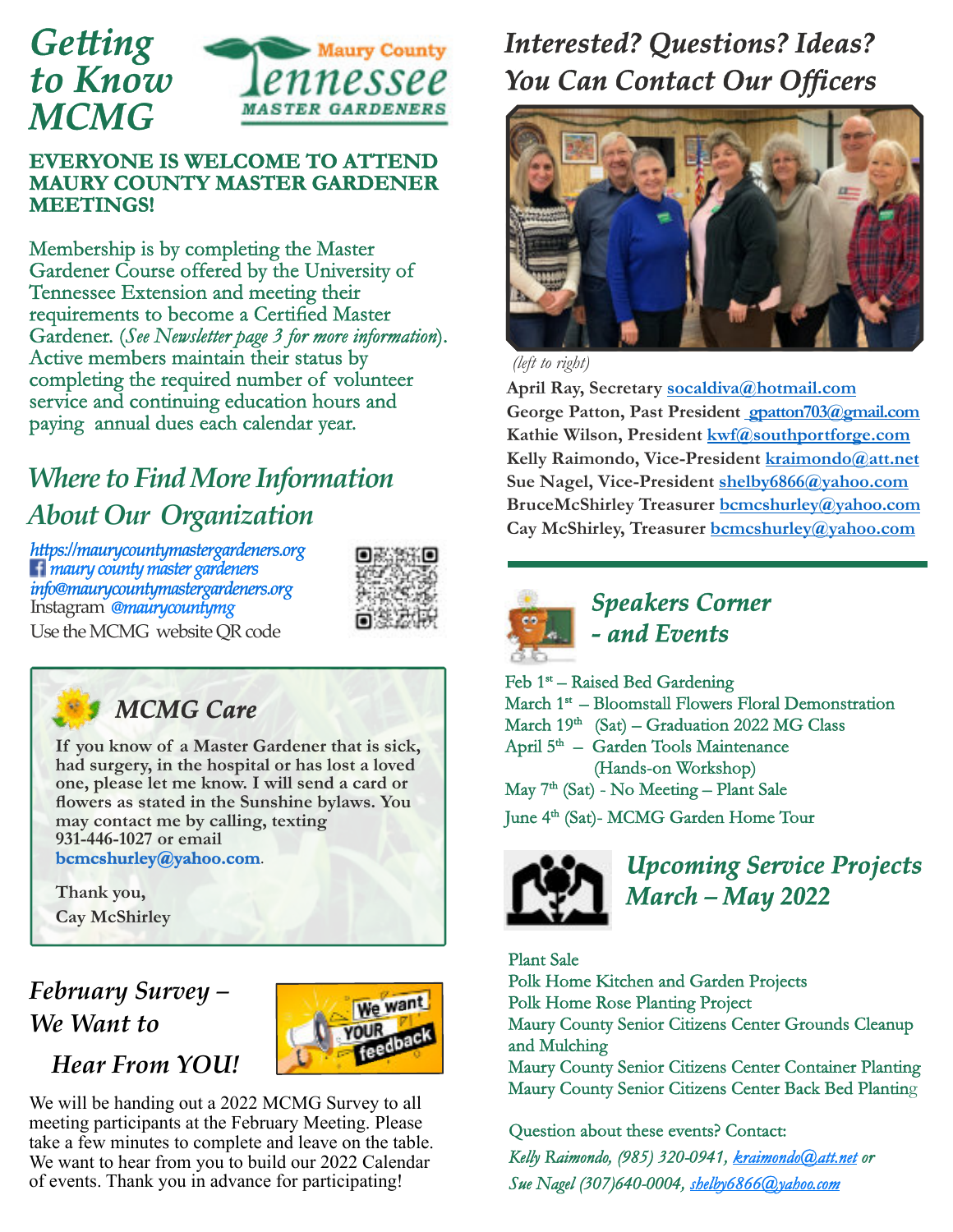# Getting to Know MCMG

Maury County Tennessee MASTER GARDENERS

**EVERYONE IS WELCOME TO ATTEND MAURY COUNTY MASTER GARDENER MEETINGS!**

Membership is by completing the Master Gardener Course offered by the University of Tennessee Extension and meeting their requirements to become a Certified Master Gardener. (*See Newsletter page 3 for more information*). Active members maintain their status by completing the required number of volunteer service and continuing education hours and paying annual dues each calendar year.

## Where to Find More Information About Our Organization

https://maurycountymastergardeners.org
maury county master gardeners
info@maurycountymastergardeners.org
Instagram @maurycountymg
Use the MCMG website QR code

## MCMG Care

**If you know of a Master Gardener that is sick, had surgery, in the hospital or has lost a loved one, please let me know. I will send a card or flowers as stated in the Sunshine bylaws. You may contact me by calling, texting 931-446-1027 or email bcmcshurley@yahoo.com.**

**Thank you,**
**Cay McShirley**

## February Survey – We Want to Hear From YOU!

We will be handing out a 2022 MCMG Survey to all meeting participants at the February Meeting. Please take a few minutes to complete and leave on the table. We want to hear from you to build our 2022 Calendar of events. Thank you in advance for participating!

## Interested? Questions? Ideas? You Can Contact Our Officers

*(left to right)*

**April Ray, Secretary** socaldiva@hotmail.com
**George Patton, Past President** gpatton703@gmail.com
**Kathie Wilson, President** kwf@southportforge.com
**Kelly Raimondo, Vice-President** kraimondo@att.net
**Sue Nagel, Vice-President** shelby6866@yahoo.com
**BruceMcShirley Treasurer** bcmcshurley@yahoo.com
**Cay McShirley, Treasurer** bcmcshurley@yahoo.com

## Speakers Corner - and Events

Feb 1st – Raised Bed Gardening
March 1st – Bloomstall Flowers Floral Demonstration
March 19th (Sat) – Graduation 2022 MG Class
April 5th – Garden Tools Maintenance (Hands-on Workshop)
May 7th (Sat) - No Meeting – Plant Sale
June 4th (Sat)- MCMG Garden Home Tour

## Upcoming Service Projects March – May 2022

Plant Sale
Polk Home Kitchen and Garden Projects
Polk Home Rose Planting Project
Maury County Senior Citizens Center Grounds Cleanup and Mulching
Maury County Senior Citizens Center Container Planting
Maury County Senior Citizens Center Back Bed Planting

Question about these events? Contact:
*Kelly Raimondo, (985) 320-0941, kraimondo@att.net or*
*Sue Nagel (307)640-0004, shelby6866@yahoo.com*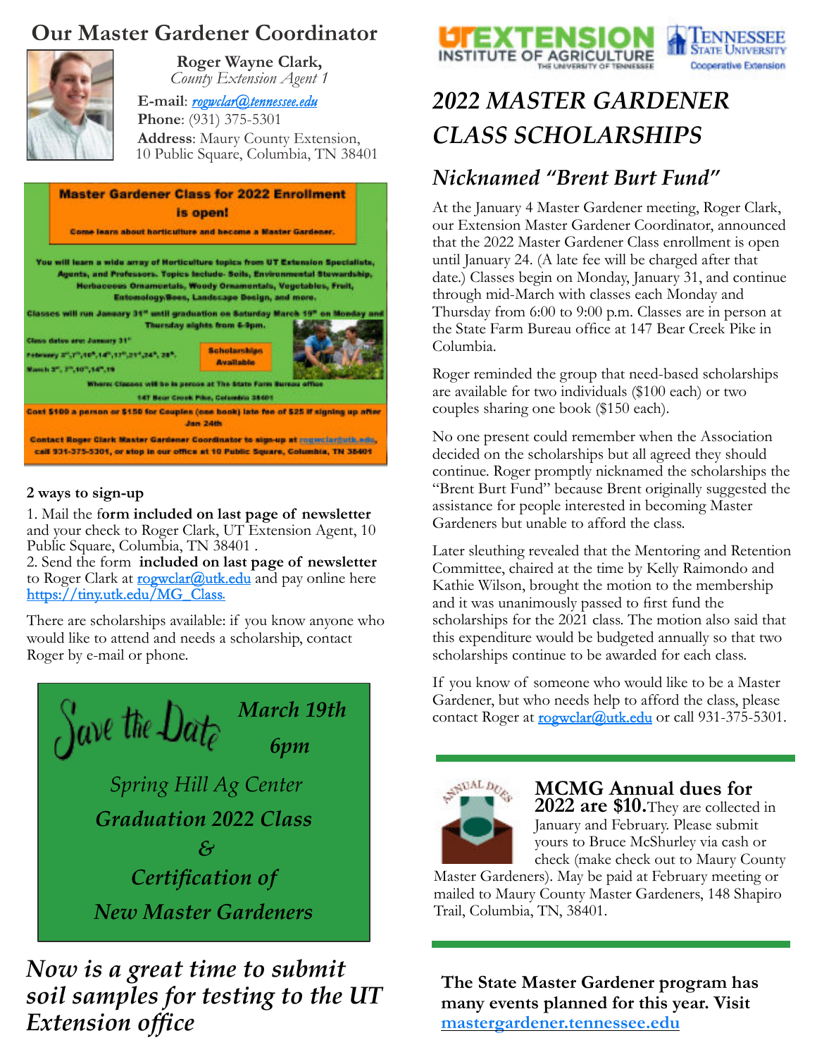## Our Master Gardener Coordinator

**Roger Wayne Clark,**
*County Extension Agent 1*

**E-mail**: *rogwclar@tennessee.edu*
**Phone**: (931) 375-5301
**Address**: Maury County Extension, 10 Public Square, Columbia, TN 38401

**Master Gardener Class for 2022 Enrollment is open!**

**Come learn about horticulture and become a Master Gardener.**

**You will learn a wide array of Horticulture topics from UT Extension Specialists, Agents, and Professors. Topics include- Soils, Environmental Stewardship, Herbaceous Ornamentals, Woody Ornamentals, Vegetables, Fruit, Entomology/Bees, Landscape Design, and more.**

**Classes will run January 31st until graduation on Saturday March 19th on Monday and Thursday nights from 6-9pm.**

**Class dates are: January 31st**
**February 3rd, 7th, 10th, 14th, 17th, 21st, 24th, 28th.**
**March 3rd, 7th, 10th, 14th, 19**

**Scholarships Available**

**Where: Classes will be in person at The State Farm Bureau office 147 Bear Creek Pike, Columbia 38401**

**Cost $100 a person or $150 for Couples (one book) late fee of $25 if signing up after Jan 24th**

**Contact Roger Clark Master Gardener Coordinator to sign-up at rogwclar@utk.edu, call 931-375-5301, or stop in our office at 10 Public Square, Columbia, TN 38401**

**2 ways to sign-up**

1. Mail the f**orm included on last page of newsletter** and your check to Roger Clark, UT Extension Agent, 10 Public Square, Columbia, TN 38401 .
2. Send the form **included on last page of newsletter** to Roger Clark at rogwclar@utk.edu and pay online here https://tiny.utk.edu/MG_Class.

There are scholarships available: if you know anyone who would like to attend and needs a scholarship, contact Roger by e-mail or phone.

*Save the Date*

***March 19th***
***6pm***

*Spring Hill Ag Center*

***Graduation 2022 Class***
***&***
***Certification of***
***New Master Gardeners***

## *Now is a great time to submit soil samples for testing to the UT Extension office*

UT EXTENSION INSTITUTE OF AGRICULTURE THE UNIVERSITY OF TENNESSEE — TENNESSEE STATE UNIVERSITY Cooperative Extension

# *2022 MASTER GARDENER CLASS SCHOLARSHIPS*

## *Nicknamed "Brent Burt Fund"*

At the January 4 Master Gardener meeting, Roger Clark, our Extension Master Gardener Coordinator, announced that the 2022 Master Gardener Class enrollment is open until January 24. (A late fee will be charged after that date.) Classes begin on Monday, January 31, and continue through mid-March with classes each Monday and Thursday from 6:00 to 9:00 p.m. Classes are in person at the State Farm Bureau office at 147 Bear Creek Pike in Columbia.

Roger reminded the group that need-based scholarships are available for two individuals ($100 each) or two couples sharing one book ($150 each).

No one present could remember when the Association decided on the scholarships but all agreed they should continue. Roger promptly nicknamed the scholarships the "Brent Burt Fund" because Brent originally suggested the assistance for people interested in becoming Master Gardeners but unable to afford the class.

Later sleuthing revealed that the Mentoring and Retention Committee, chaired at the time by Kelly Raimondo and Kathie Wilson, brought the motion to the membership and it was unanimously passed to first fund the scholarships for the 2021 class. The motion also said that this expenditure would be budgeted annually so that two scholarships continue to be awarded for each class.

If you know of someone who would like to be a Master Gardener, but who needs help to afford the class, please contact Roger at rogwclar@utk.edu or call 931-375-5301.

**MCMG Annual dues for 2022 are $10.** They are collected in January and February. Please submit yours to Bruce McShurley via cash or check (make check out to Maury County Master Gardeners). May be paid at February meeting or mailed to Maury County Master Gardeners, 148 Shapiro Trail, Columbia, TN, 38401.

**The State Master Gardener program has many events planned for this year. Visit mastergardener.tennessee.edu**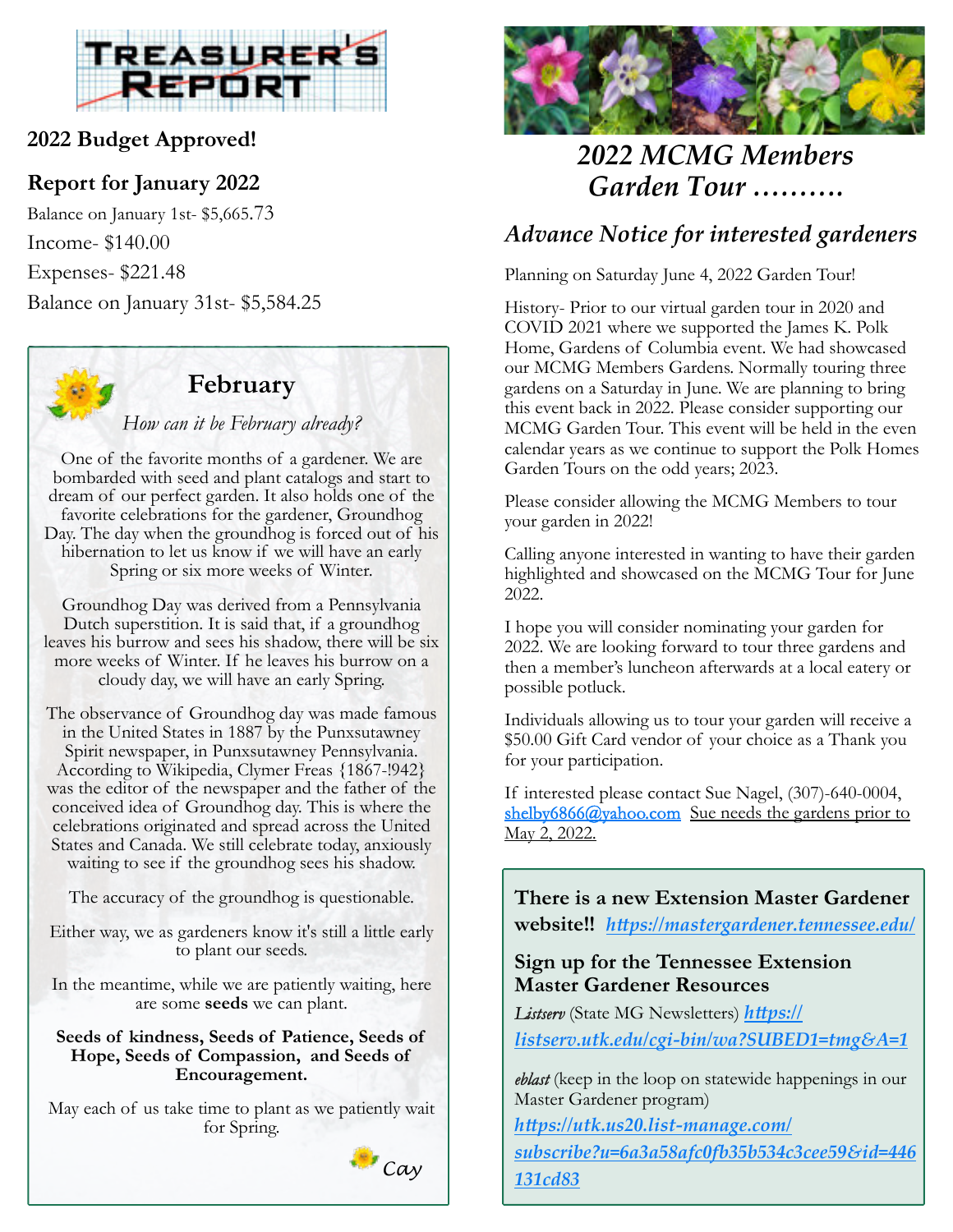# Treasurer's Report

## 2022 Budget Approved!

## Report for January 2022

Balance on January 1st- $5,665.73

Income- $140.00

Expenses- $221.48

Balance on January 31st- $5,584.25

## February

*How can it be February already?*

One of the favorite months of a gardener. We are bombarded with seed and plant catalogs and start to dream of our perfect garden. It also holds one of the favorite celebrations for the gardener, Groundhog Day. The day when the groundhog is forced out of his hibernation to let us know if we will have an early Spring or six more weeks of Winter.

Groundhog Day was derived from a Pennsylvania Dutch superstition. It is said that, if a groundhog leaves his burrow and sees his shadow, there will be six more weeks of Winter. If he leaves his burrow on a cloudy day, we will have an early Spring.

The observance of Groundhog day was made famous in the United States in 1887 by the Punxsutawney Spirit newspaper, in Punxsutawney Pennsylvania. According to Wikipedia, Clymer Freas {1867-!942} was the editor of the newspaper and the father of the conceived idea of Groundhog day. This is where the celebrations originated and spread across the United States and Canada. We still celebrate today, anxiously waiting to see if the groundhog sees his shadow.

The accuracy of the groundhog is questionable.

Either way, we as gardeners know it's still a little early to plant our seeds.

In the meantime, while we are patiently waiting, here are some **seeds** we can plant.

**Seeds of kindness, Seeds of Patience, Seeds of Hope, Seeds of Compassion, and Seeds of Encouragement.**

May each of us take time to plant as we patiently wait for Spring.

*Cay*

## *2022 MCMG Members Garden Tour ……….*

### *Advance Notice for interested gardeners*

Planning on Saturday June 4, 2022 Garden Tour!

History- Prior to our virtual garden tour in 2020 and COVID 2021 where we supported the James K. Polk Home, Gardens of Columbia event. We had showcased our MCMG Members Gardens. Normally touring three gardens on a Saturday in June. We are planning to bring this event back in 2022. Please consider supporting our MCMG Garden Tour. This event will be held in the even calendar years as we continue to support the Polk Homes Garden Tours on the odd years; 2023.

Please consider allowing the MCMG Members to tour your garden in 2022!

Calling anyone interested in wanting to have their garden highlighted and showcased on the MCMG Tour for June 2022.

I hope you will consider nominating your garden for 2022. We are looking forward to tour three gardens and then a member's luncheon afterwards at a local eatery or possible potluck.

Individuals allowing us to tour your garden will receive a $50.00 Gift Card vendor of your choice as a Thank you for your participation.

If interested please contact Sue Nagel, (307)-640-0004, shelby6866@yahoo.com Sue needs the gardens prior to May 2, 2022.

**There is a new Extension Master Gardener website!!** ***https://mastergardener.tennessee.edu/***

**Sign up for the Tennessee Extension Master Gardener Resources**

*Listserv* (State MG Newsletters) ***https://listserv.utk.edu/cgi-bin/wa?SUBED1=tmg&A=1***

*eblast* (keep in the loop on statewide happenings in our Master Gardener program) ***https://utk.us20.list-manage.com/subscribe?u=6a3a58afc0fb35b534c3cee59&id=446131cd83***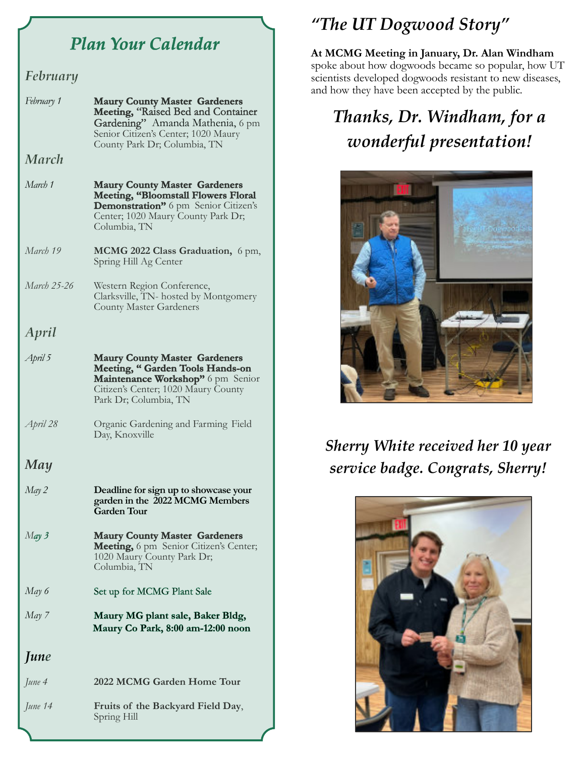## Plan Your Calendar

### February

*February 1* — **Maury County Master Gardeners Meeting,** "Raised Bed and Container Gardening" Amanda Mathenia, 6 pm Senior Citizen's Center; 1020 Maury County Park Dr; Columbia, TN

### March

*March 1* — **Maury County Master Gardeners Meeting, "Bloomstall Flowers Floral Demonstration"** 6 pm Senior Citizen's Center; 1020 Maury County Park Dr; Columbia, TN

*March 19* — **MCMG 2022 Class Graduation,** 6 pm, Spring Hill Ag Center

*March 25-26* — Western Region Conference, Clarksville, TN- hosted by Montgomery County Master Gardeners

### April

*April 5* — **Maury County Master Gardeners Meeting, " Garden Tools Hands-on Maintenance Workshop"** 6 pm Senior Citizen's Center; 1020 Maury County Park Dr; Columbia, TN

*April 28* — Organic Gardening and Farming Field Day, Knoxville

### May

*May 2* — **Deadline for sign up to showcase your garden in the 2022 MCMG Members Garden Tour**

*May 3* — **Maury County Master Gardeners Meeting,** 6 pm Senior Citizen's Center; 1020 Maury County Park Dr; Columbia, TN

*May 6* — Set up for MCMG Plant Sale

*May 7* — **Maury MG plant sale, Baker Bldg, Maury Co Park, 8:00 am-12:00 noon**

### June

*June 4* — **2022 MCMG Garden Home Tour**

*June 14* — **Fruits of the Backyard Field Day**, Spring Hill

## *"The UT Dogwood Story"*

**At MCMG Meeting in January, Dr. Alan Windham** spoke about how dogwoods became so popular, how UT scientists developed dogwoods resistant to new diseases, and how they have been accepted by the public.

***Thanks, Dr. Windham, for a wonderful presentation!***

***Sherry White received her 10 year service badge. Congrats, Sherry!***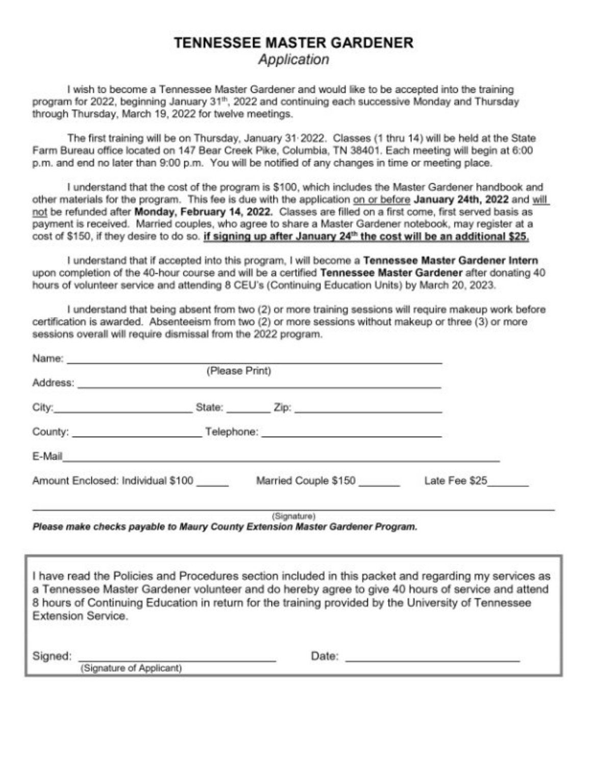# TENNESSEE MASTER GARDENER

*Application*

I wish to become a Tennessee Master Gardener and would like to be accepted into the training program for 2022, beginning January 31th, 2022 and continuing each successive Monday and Thursday through Thursday, March 19, 2022 for twelve meetings.

The first training will be on Thursday, January 31·2022. Classes (1 thru 14) will be held at the State Farm Bureau office located on 147 Bear Creek Pike, Columbia, TN 38401. Each meeting will begin at 6:00 p.m. and end no later than 9:00 p.m. You will be notified of any changes in time or meeting place.

I understand that the cost of the program is $100, which includes the Master Gardener handbook and other materials for the program. This fee is due with the application <u>on or before</u> **January 24th, 2022** and <u>will not</u> be refunded after **Monday, February 14, 2022.** Classes are filled on a first come, first served basis as payment is received. Married couples, who agree to share a Master Gardener notebook, may register at a cost of $150, if they desire to do so. **<u>if signing up after January 24th the cost will be an additional $25.</u>**

I understand that if accepted into this program, I will become a **Tennessee Master Gardener Intern** upon completion of the 40-hour course and will be a certified **Tennessee Master Gardener** after donating 40 hours of volunteer service and attending 8 CEU's (Continuing Education Units) by March 20, 2023.

I understand that being absent from two (2) or more training sessions will require makeup work before certification is awarded. Absenteeism from two (2) or more sessions without makeup or three (3) or more sessions overall will require dismissal from the 2022 program.

Name: ________________________________________________
(Please Print)

Address: ______________________________________________

City: ______________________ State: ________ Zip: ______________________

County: ____________________ Telephone: ___________________________

E-Mail ________________________________________________________________

Amount Enclosed: Individual $100 ______ Married Couple $150 _______ Late Fee $25_______

__________________________________________________________________
(Signature)

***Please make checks payable to Maury County Extension Master Gardener Program.***

I have read the Policies and Procedures section included in this packet and regarding my services as a Tennessee Master Gardener volunteer and do hereby agree to give 40 hours of service and attend 8 hours of Continuing Education in return for the training provided by the University of Tennessee Extension Service.

Signed: ______________________________ Date: ___________________________
(Signature of Applicant)